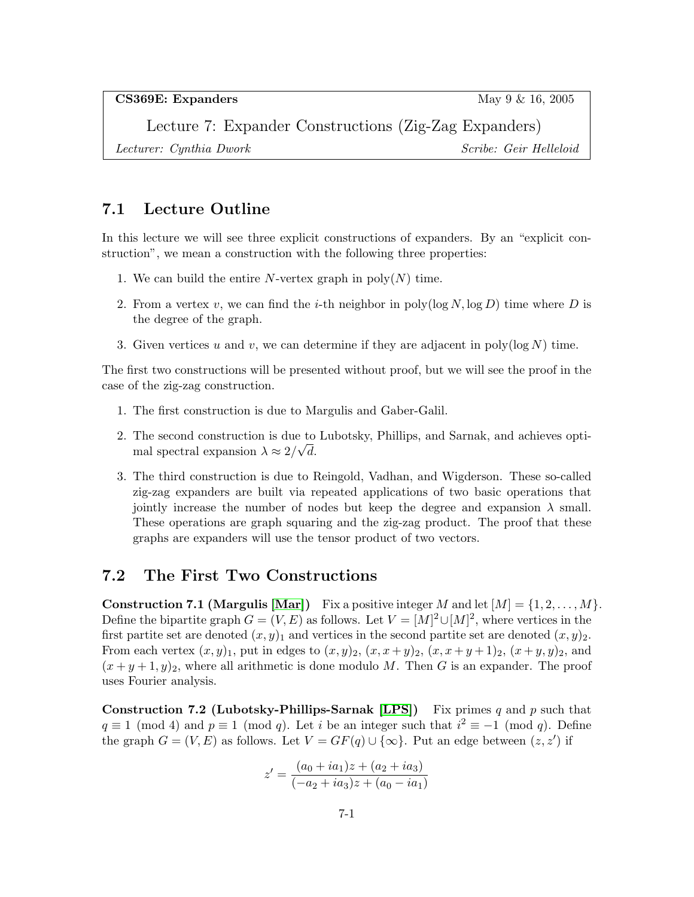**CS369E: Expanders** May 9 & 16, 2005

# Lecture 7: Expander Constructions (Zig-Zag Expanders)

*Lecturer: Cynthia Dwork* *Scribe: Geir Helleloid*

## 7.1 Lecture Outline

In this lecture we will see three explicit constructions of expanders. By an "explicit construction", we mean a construction with the following three properties:

1. We can build the entire $N$-vertex graph in $\text{poly}(N)$ time.
2. From a vertex $v$, we can find the $i$-th neighbor in $\text{poly}(\log N, \log D)$ time where $D$ is the degree of the graph.
3. Given vertices $u$ and $v$, we can determine if they are adjacent in $\text{poly}(\log N)$ time.

The first two constructions will be presented without proof, but we will see the proof in the case of the zig-zag construction.

1. The first construction is due to Margulis and Gaber-Galil.
2. The second construction is due to Lubotsky, Phillips, and Sarnak, and achieves optimal spectral expansion $\lambda \approx 2/\sqrt{d}$.
3. The third construction is due to Reingold, Vadhan, and Wigderson. These so-called zig-zag expanders are built via repeated applications of two basic operations that jointly increase the number of nodes but keep the degree and expansion $\lambda$ small. These operations are graph squaring and the zig-zag product. The proof that these graphs are expanders will use the tensor product of two vectors.

## 7.2 The First Two Constructions

**Construction 7.1 (Margulis [Mar])** Fix a positive integer $M$ and let $[M] = \{1, 2, \ldots, M\}$. Define the bipartite graph $G = (V, E)$ as follows. Let $V = [M]^2 \cup [M]^2$, where vertices in the first partite set are denoted $(x, y)_1$ and vertices in the second partite set are denoted $(x, y)_2$. From each vertex $(x, y)_1$, put in edges to $(x, y)_2$, $(x, x+y)_2$, $(x, x+y+1)_2$, $(x+y, y)_2$, and $(x+y+1, y)_2$, where all arithmetic is done modulo $M$. Then $G$ is an expander. The proof uses Fourier analysis.

**Construction 7.2 (Lubotsky-Phillips-Sarnak [LPS])** Fix primes $q$ and $p$ such that $q \equiv 1 \pmod 4$ and $p \equiv 1 \pmod q$. Let $i$ be an integer such that $i^2 \equiv -1 \pmod q$. Define the graph $G = (V, E)$ as follows. Let $V = GF(q) \cup \{\infty\}$. Put an edge between $(z, z')$ if

$$z' = \frac{(a_0 + ia_1)z + (a_2 + ia_3)}{(-a_2 + ia_3)z + (a_0 - ia_1)}$$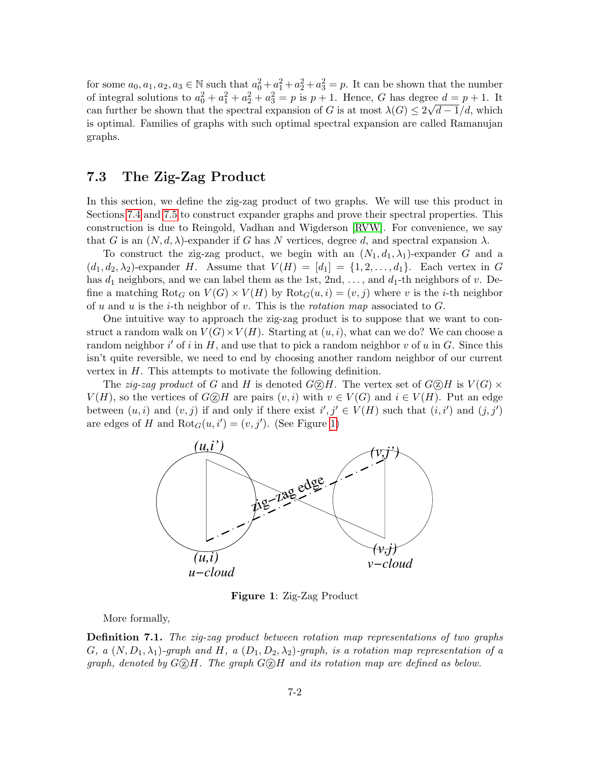for some $a_0, a_1, a_2, a_3 \in \mathbb{N}$ such that $a_0^2 + a_1^2 + a_2^2 + a_3^2 = p$. It can be shown that the number of integral solutions to $a_0^2 + a_1^2 + a_2^2 + a_3^2 = p$ is $p + 1$. Hence, $G$ has degree $d = p + 1$. It can further be shown that the spectral expansion of $G$ is at most $\lambda(G) \leq 2\sqrt{d-1}/d$, which is optimal. Families of graphs with such optimal spectral expansion are called Ramanujan graphs.

## 7.3 The Zig-Zag Product

In this section, we define the zig-zag product of two graphs. We will use this product in Sections 7.4 and 7.5 to construct expander graphs and prove their spectral properties. This construction is due to Reingold, Vadhan and Wigderson [RVW]. For convenience, we say that $G$ is an $(N, d, \lambda)$-expander if $G$ has $N$ vertices, degree $d$, and spectral expansion $\lambda$.

To construct the zig-zag product, we begin with an $(N_1, d_1, \lambda_1)$-expander $G$ and a $(d_1, d_2, \lambda_2)$-expander $H$. Assume that $V(H) = [d_1] = \{1, 2, \ldots, d_1\}$. Each vertex in $G$ has $d_1$ neighbors, and we can label them as the 1st, 2nd, ..., and $d_1$-th neighbors of $v$. Define a matching $\mathrm{Rot}_G$ on $V(G) \times V(H)$ by $\mathrm{Rot}_G(u, i) = (v, j)$ where $v$ is the $i$-th neighbor of $u$ and $u$ is the $i$-th neighbor of $v$. This is the *rotation map* associated to $G$.

One intuitive way to approach the zig-zag product is to suppose that we want to construct a random walk on $V(G) \times V(H)$. Starting at $(u, i)$, what can we do? We can choose a random neighbor $i'$ of $i$ in $H$, and use that to pick a random neighbor $v$ of $u$ in $G$. Since this isn't quite reversible, we need to end by choosing another random neighbor of our current vertex in $H$. This attempts to motivate the following definition.

The *zig-zag product* of $G$ and $H$ is denoted $G \circledz H$. The vertex set of $G \circledz H$ is $V(G) \times V(H)$, so the vertices of $G \circledz H$ are pairs $(v, i)$ with $v \in V(G)$ and $i \in V(H)$. Put an edge between $(u, i)$ and $(v, j)$ if and only if there exist $i', j' \in V(H)$ such that $(i, i')$ and $(j, j')$ are edges of $H$ and $\mathrm{Rot}_G(u, i') = (v, j')$. (See Figure 1)

**Figure 1**: Zig-Zag Product

More formally,

**Definition 7.1.** *The zig-zag product between rotation map representations of two graphs $G$, a $(N, D_1, \lambda_1)$-graph and $H$, a $(D_1, D_2, \lambda_2)$-graph, is a rotation map representation of a graph, denoted by $G \circledz H$. The graph $G \circledz H$ and its rotation map are defined as below.*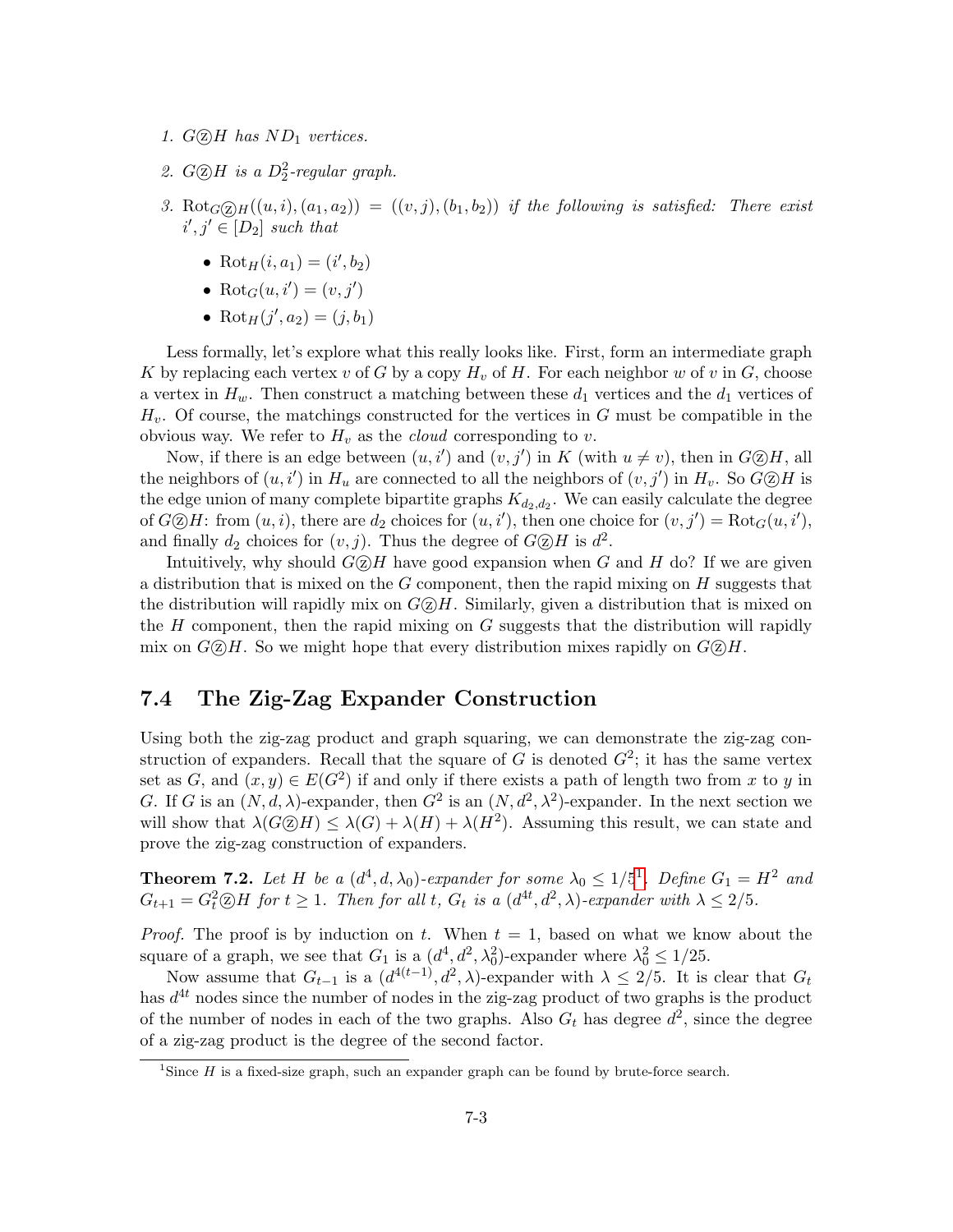1. $G \textcircled{z} H$ has $ND_1$ vertices.
2. $G \textcircled{z} H$ is a $D_2^2$-regular graph.
3. $\text{Rot}_{G \textcircled{z} H}((u,i),(a_1,a_2)) = ((v,j),(b_1,b_2))$ if the following is satisfied: There exist $i', j' \in [D_2]$ such that
   - $\text{Rot}_H(i, a_1) = (i', b_2)$
   - $\text{Rot}_G(u, i') = (v, j')$
   - $\text{Rot}_H(j', a_2) = (j, b_1)$

Less formally, let's explore what this really looks like. First, form an intermediate graph $K$ by replacing each vertex $v$ of $G$ by a copy $H_v$ of $H$. For each neighbor $w$ of $v$ in $G$, choose a vertex in $H_w$. Then construct a matching between these $d_1$ vertices and the $d_1$ vertices of $H_v$. Of course, the matchings constructed for the vertices in $G$ must be compatible in the obvious way. We refer to $H_v$ as the *cloud* corresponding to $v$.

Now, if there is an edge between $(u, i')$ and $(v, j')$ in $K$ (with $u \neq v$), then in $G \textcircled{z} H$, all the neighbors of $(u, i')$ in $H_u$ are connected to all the neighbors of $(v, j')$ in $H_v$. So $G \textcircled{z} H$ is the edge union of many complete bipartite graphs $K_{d_2,d_2}$. We can easily calculate the degree of $G \textcircled{z} H$: from $(u, i)$, there are $d_2$ choices for $(u, i')$, then one choice for $(v, j') = \text{Rot}_G(u, i')$, and finally $d_2$ choices for $(v, j)$. Thus the degree of $G \textcircled{z} H$ is $d^2$.

Intuitively, why should $G \textcircled{z} H$ have good expansion when $G$ and $H$ do? If we are given a distribution that is mixed on the $G$ component, then the rapid mixing on $H$ suggests that the distribution will rapidly mix on $G \textcircled{z} H$. Similarly, given a distribution that is mixed on the $H$ component, then the rapid mixing on $G$ suggests that the distribution will rapidly mix on $G \textcircled{z} H$. So we might hope that every distribution mixes rapidly on $G \textcircled{z} H$.

## 7.4 The Zig-Zag Expander Construction

Using both the zig-zag product and graph squaring, we can demonstrate the zig-zag construction of expanders. Recall that the square of $G$ is denoted $G^2$; it has the same vertex set as $G$, and $(x, y) \in E(G^2)$ if and only if there exists a path of length two from $x$ to $y$ in $G$. If $G$ is an $(N, d, \lambda)$-expander, then $G^2$ is an $(N, d^2, \lambda^2)$-expander. In the next section we will show that $\lambda(G \textcircled{z} H) \leq \lambda(G) + \lambda(H) + \lambda(H^2)$. Assuming this result, we can state and prove the zig-zag construction of expanders.

**Theorem 7.2.** *Let $H$ be a $(d^4, d, \lambda_0)$-expander for some $\lambda_0 \leq 1/5$*[1]*. Define $G_1 = H^2$ and $G_{t+1} = G_t^2 \textcircled{z} H$ for $t \geq 1$. Then for all $t$, $G_t$ is a $(d^{4t}, d^2, \lambda)$-expander with $\lambda \leq 2/5$.*

*Proof.* The proof is by induction on $t$. When $t = 1$, based on what we know about the square of a graph, we see that $G_1$ is a $(d^4, d^2, \lambda_0^2)$-expander where $\lambda_0^2 \leq 1/25$.

Now assume that $G_{t-1}$ is a $(d^{4(t-1)}, d^2, \lambda)$-expander with $\lambda \leq 2/5$. It is clear that $G_t$ has $d^{4t}$ nodes since the number of nodes in the zig-zag product of two graphs is the product of the number of nodes in each of the two graphs. Also $G_t$ has degree $d^2$, since the degree of a zig-zag product is the degree of the second factor.

[1]Since $H$ is a fixed-size graph, such an expander graph can be found by brute-force search.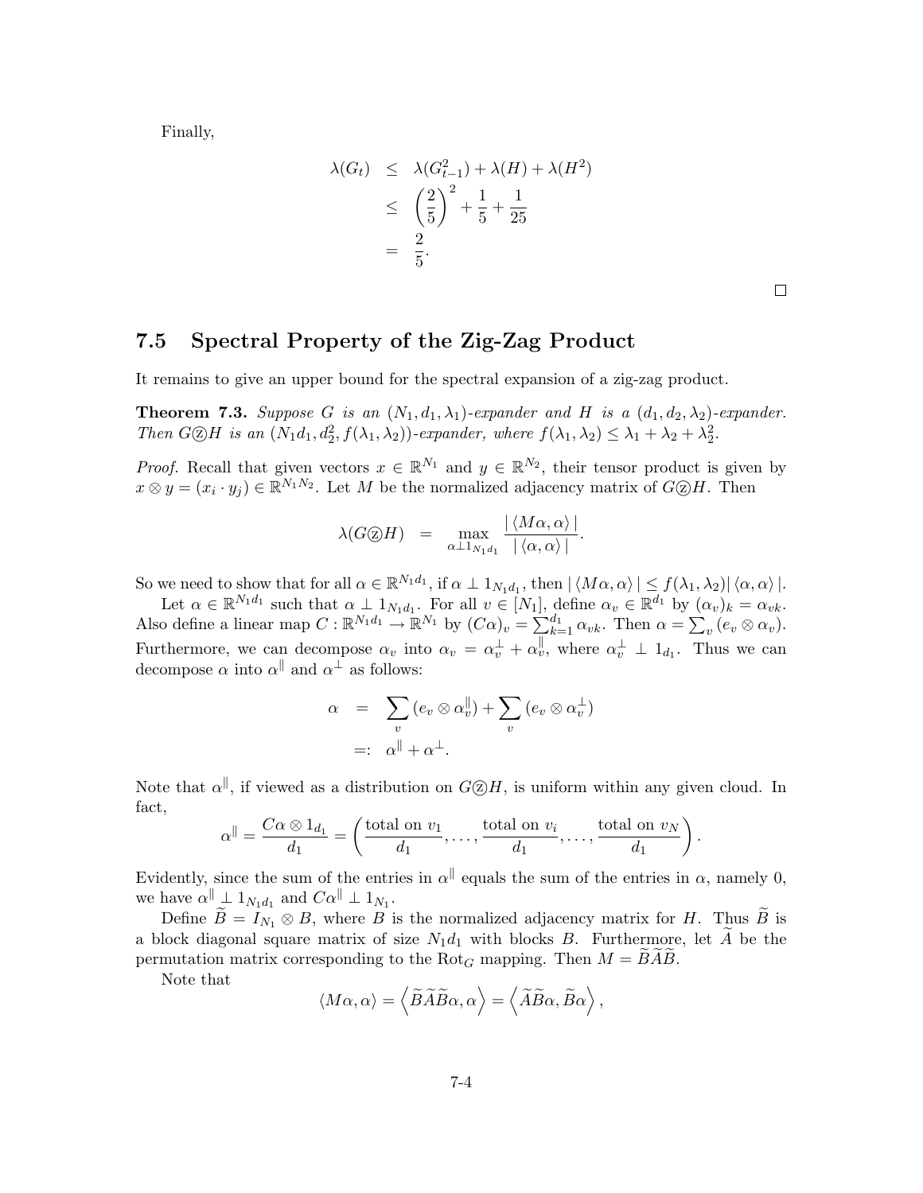Finally,

$$
\begin{aligned}
\lambda(G_t) &\leq \lambda(G_{t-1}^2) + \lambda(H) + \lambda(H^2) \\
&\leq \left(\frac{2}{5}\right)^2 + \frac{1}{5} + \frac{1}{25} \\
&= \frac{2}{5}.
\end{aligned}
$$

□

## 7.5 Spectral Property of the Zig-Zag Product

It remains to give an upper bound for the spectral expansion of a zig-zag product.

**Theorem 7.3.** *Suppose $G$ is an $(N_1, d_1, \lambda_1)$-expander and $H$ is a $(d_1, d_2, \lambda_2)$-expander. Then $G \text{ⓩ} H$ is an $(N_1 d_1, d_2^2, f(\lambda_1, \lambda_2))$-expander, where $f(\lambda_1, \lambda_2) \leq \lambda_1 + \lambda_2 + \lambda_2^2$.*

*Proof.* Recall that given vectors $x \in \mathbb{R}^{N_1}$ and $y \in \mathbb{R}^{N_2}$, their tensor product is given by $x \otimes y = (x_i \cdot y_j) \in \mathbb{R}^{N_1 N_2}$. Let $M$ be the normalized adjacency matrix of $G \text{ⓩ} H$. Then

$$
\lambda(G \text{ⓩ} H) = \max_{\alpha \perp 1_{N_1 d_1}} \frac{|\langle M\alpha, \alpha \rangle|}{|\langle \alpha, \alpha \rangle|}.
$$

So we need to show that for all $\alpha \in \mathbb{R}^{N_1 d_1}$, if $\alpha \perp 1_{N_1 d_1}$, then $|\langle M\alpha, \alpha\rangle| \leq f(\lambda_1, \lambda_2) |\langle \alpha, \alpha \rangle|$.

Let $\alpha \in \mathbb{R}^{N_1 d_1}$ such that $\alpha \perp 1_{N_1 d_1}$. For all $v \in [N_1]$, define $\alpha_v \in \mathbb{R}^{d_1}$ by $(\alpha_v)_k = \alpha_{vk}$. Also define a linear map $C : \mathbb{R}^{N_1 d_1} \to \mathbb{R}^{N_1}$ by $(C\alpha)_v = \sum_{k=1}^{d_1} \alpha_{vk}$. Then $\alpha = \sum_v (e_v \otimes \alpha_v)$. Furthermore, we can decompose $\alpha_v$ into $\alpha_v = \alpha_v^\perp + \alpha_v^\parallel$, where $\alpha_v^\perp \perp 1_{d_1}$. Thus we can decompose $\alpha$ into $\alpha^\parallel$ and $\alpha^\perp$ as follows:

$$
\begin{aligned}
\alpha &= \sum_v (e_v \otimes \alpha_v^\parallel) + \sum_v (e_v \otimes \alpha_v^\perp) \\
&=: \alpha^\parallel + \alpha^\perp.
\end{aligned}
$$

Note that $\alpha^\parallel$, if viewed as a distribution on $G \text{ⓩ} H$, is uniform within any given cloud. In fact,

$$
\alpha^\parallel = \frac{C\alpha \otimes 1_{d_1}}{d_1} = \left(\frac{\text{total on } v_1}{d_1}, \ldots, \frac{\text{total on } v_i}{d_1}, \ldots, \frac{\text{total on } v_N}{d_1}\right).
$$

Evidently, since the sum of the entries in $\alpha^\parallel$ equals the sum of the entries in $\alpha$, namely 0, we have $\alpha^\parallel \perp 1_{N_1 d_1}$ and $C\alpha^\parallel \perp 1_{N_1}$.

Define $\widetilde{B} = I_{N_1} \otimes B$, where $B$ is the normalized adjacency matrix for $H$. Thus $\widetilde{B}$ is a block diagonal square matrix of size $N_1 d_1$ with blocks $B$. Furthermore, let $\widetilde{A}$ be the permutation matrix corresponding to the $\text{Rot}_G$ mapping. Then $M = \widetilde{B}\widetilde{A}\widetilde{B}$.

Note that

$$
\langle M\alpha, \alpha \rangle = \left\langle \widetilde{B}\widetilde{A}\widetilde{B}\alpha, \alpha \right\rangle = \left\langle \widetilde{A}\widetilde{B}\alpha, \widetilde{B}\alpha \right\rangle,
$$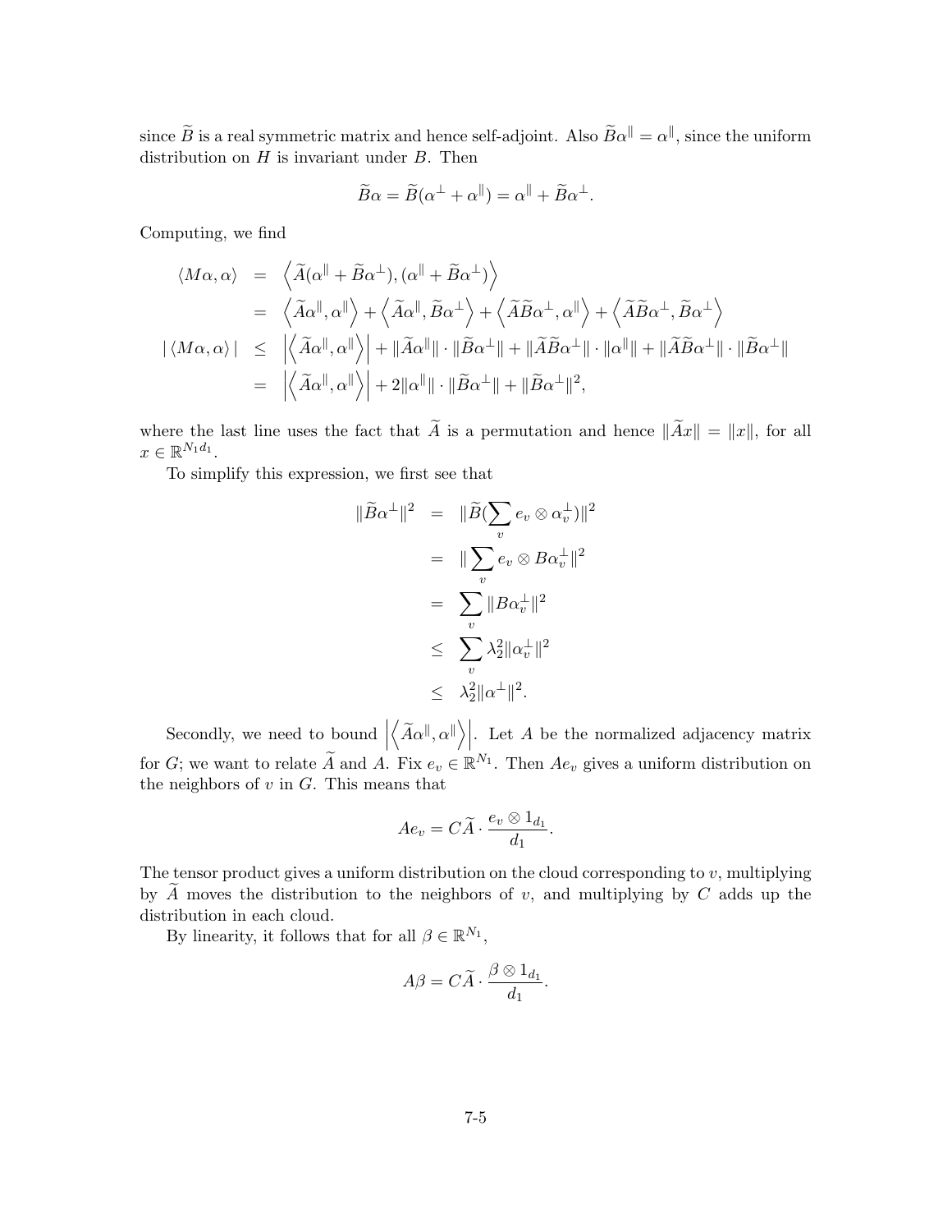since $\widetilde{B}$ is a real symmetric matrix and hence self-adjoint. Also $\widetilde{B}\alpha^{\|} = \alpha^{\|}$, since the uniform distribution on $H$ is invariant under $B$. Then

$$\widetilde{B}\alpha = \widetilde{B}(\alpha^{\perp} + \alpha^{\|}) = \alpha^{\|} + \widetilde{B}\alpha^{\perp}.$$

Computing, we find

$$\begin{aligned}
\langle M\alpha, \alpha \rangle &= \left\langle \widetilde{A}(\alpha^{\|} + \widetilde{B}\alpha^{\perp}), (\alpha^{\|} + \widetilde{B}\alpha^{\perp}) \right\rangle \\
&= \left\langle \widetilde{A}\alpha^{\|}, \alpha^{\|} \right\rangle + \left\langle \widetilde{A}\alpha^{\|}, \widetilde{B}\alpha^{\perp} \right\rangle + \left\langle \widetilde{A}\widetilde{B}\alpha^{\perp}, \alpha^{\|} \right\rangle + \left\langle \widetilde{A}\widetilde{B}\alpha^{\perp}, \widetilde{B}\alpha^{\perp} \right\rangle \\
|\langle M\alpha, \alpha \rangle| &\leq \left| \left\langle \widetilde{A}\alpha^{\|}, \alpha^{\|} \right\rangle \right| + \|\widetilde{A}\alpha^{\|}\| \cdot \|\widetilde{B}\alpha^{\perp}\| + \|\widetilde{A}\widetilde{B}\alpha^{\perp}\| \cdot \|\alpha^{\|}\| + \|\widetilde{A}\widetilde{B}\alpha^{\perp}\| \cdot \|\widetilde{B}\alpha^{\perp}\| \\
&= \left| \left\langle \widetilde{A}\alpha^{\|}, \alpha^{\|} \right\rangle \right| + 2\|\alpha^{\|}\| \cdot \|\widetilde{B}\alpha^{\perp}\| + \|\widetilde{B}\alpha^{\perp}\|^2,
\end{aligned}$$

where the last line uses the fact that $\widetilde{A}$ is a permutation and hence $\|\widetilde{A}x\| = \|x\|$, for all $x \in \mathbb{R}^{N_1 d_1}$.

To simplify this expression, we first see that

$$\begin{aligned}
\|\widetilde{B}\alpha^{\perp}\|^2 &= \|\widetilde{B}(\sum_v e_v \otimes \alpha_v^{\perp})\|^2 \\
&= \|\sum_v e_v \otimes B\alpha_v^{\perp}\|^2 \\
&= \sum_v \|B\alpha_v^{\perp}\|^2 \\
&\leq \sum_v \lambda_2^2 \|\alpha_v^{\perp}\|^2 \\
&\leq \lambda_2^2 \|\alpha^{\perp}\|^2.
\end{aligned}$$

Secondly, we need to bound $\left| \left\langle \widetilde{A}\alpha^{\|}, \alpha^{\|} \right\rangle \right|$. Let $A$ be the normalized adjacency matrix for $G$; we want to relate $\widetilde{A}$ and $A$. Fix $e_v \in \mathbb{R}^{N_1}$. Then $Ae_v$ gives a uniform distribution on the neighbors of $v$ in $G$. This means that

$$Ae_v = C\widetilde{A} \cdot \frac{e_v \otimes 1_{d_1}}{d_1}.$$

The tensor product gives a uniform distribution on the cloud corresponding to $v$, multiplying by $\widetilde{A}$ moves the distribution to the neighbors of $v$, and multiplying by $C$ adds up the distribution in each cloud.

By linearity, it follows that for all $\beta \in \mathbb{R}^{N_1}$,

$$A\beta = C\widetilde{A} \cdot \frac{\beta \otimes 1_{d_1}}{d_1}.$$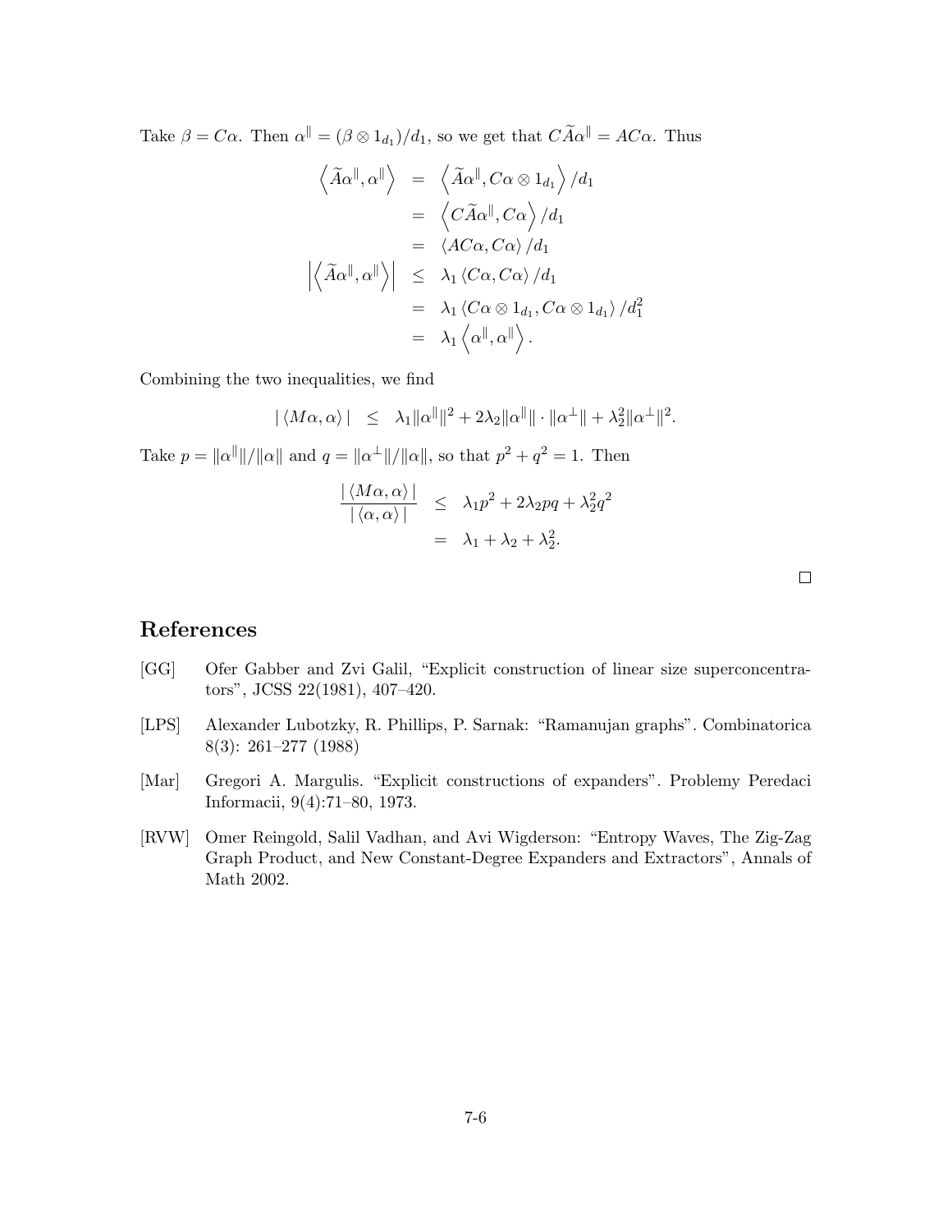Take $\beta = C\alpha$. Then $\alpha^{\|} = (\beta \otimes 1_{d_1})/d_1$, so we get that $C\widetilde{A}\alpha^{\|} = AC\alpha$. Thus

$$
\begin{aligned}
\left\langle \widetilde{A}\alpha^{\|}, \alpha^{\|} \right\rangle &= \left\langle \widetilde{A}\alpha^{\|}, C\alpha \otimes 1_{d_1} \right\rangle / d_1 \\
&= \left\langle C\widetilde{A}\alpha^{\|}, C\alpha \right\rangle / d_1 \\
&= \left\langle AC\alpha, C\alpha \right\rangle / d_1 \\
\left| \left\langle \widetilde{A}\alpha^{\|}, \alpha^{\|} \right\rangle \right| &\leq \lambda_1 \left\langle C\alpha, C\alpha \right\rangle / d_1 \\
&= \lambda_1 \left\langle C\alpha \otimes 1_{d_1}, C\alpha \otimes 1_{d_1} \right\rangle / d_1^2 \\
&= \lambda_1 \left\langle \alpha^{\|}, \alpha^{\|} \right\rangle .
\end{aligned}
$$

Combining the two inequalities, we find

$$
| \langle M\alpha, \alpha \rangle | \quad \leq \quad \lambda_1 \|\alpha^{\|}\|^2 + 2\lambda_2 \|\alpha^{\|}\| \cdot \|\alpha^{\perp}\| + \lambda_2^2 \|\alpha^{\perp}\|^2 .
$$

Take $p = \|\alpha^{\|}\| / \|\alpha\|$ and $q = \|\alpha^{\perp}\| / \|\alpha\|$, so that $p^2 + q^2 = 1$. Then

$$
\begin{aligned}
\frac{| \langle M\alpha, \alpha \rangle |}{| \langle \alpha, \alpha \rangle |} &\leq \lambda_1 p^2 + 2\lambda_2 pq + \lambda_2^2 q^2 \\
&= \lambda_1 + \lambda_2 + \lambda_2^2 .
\end{aligned}
$$

□

## References

[GG] Ofer Gabber and Zvi Galil, "Explicit construction of linear size superconcentrators", JCSS 22(1981), 407–420.

[LPS] Alexander Lubotzky, R. Phillips, P. Sarnak: "Ramanujan graphs". Combinatorica 8(3): 261–277 (1988)

[Mar] Gregori A. Margulis. "Explicit constructions of expanders". Problemy Peredaci Informacii, 9(4):71–80, 1973.

[RVW] Omer Reingold, Salil Vadhan, and Avi Wigderson: "Entropy Waves, The Zig-Zag Graph Product, and New Constant-Degree Expanders and Extractors", Annals of Math 2002.